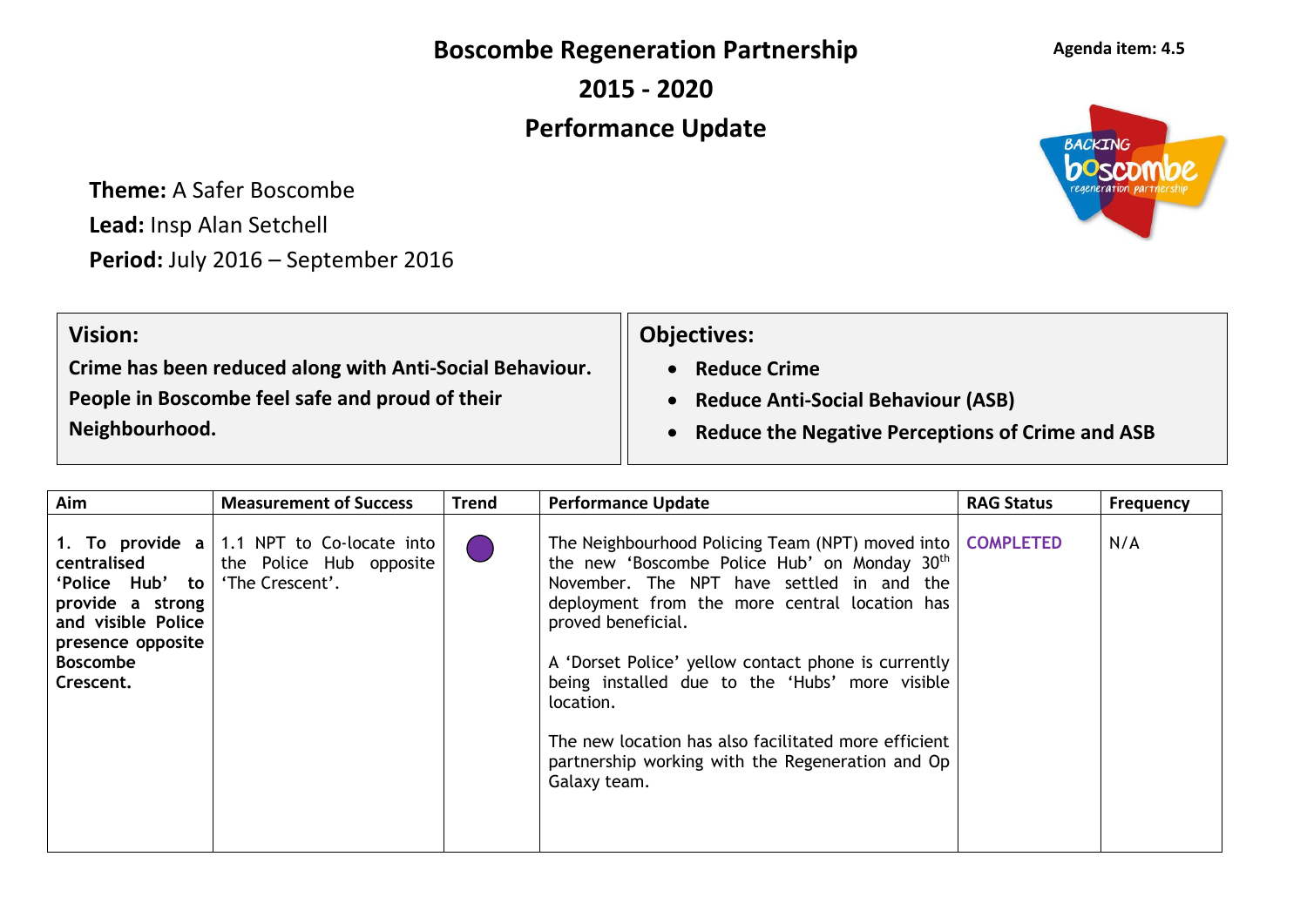# Boscombe Regeneration Partnership

## 2015 - 2020

## Performance Update

**Agenda item: 4.5**

**Theme:** A Safer Boscombe

**Lead:** Insp Alan Setchell

**Period:** July 2016 – September 2016

| **Vision:** | **Objectives:** |
|---|---|
| **Crime has been reduced along with Anti-Social Behaviour. People in Boscombe feel safe and proud of their Neighbourhood.** | • **Reduce Crime**<br>• **Reduce Anti-Social Behaviour (ASB)**<br>• **Reduce the Negative Perceptions of Crime and ASB** |

| Aim | Measurement of Success | Trend | Performance Update | RAG Status | Frequency |
|---|---|---|---|---|---|
| **1. To provide a centralised 'Police Hub' to provide a strong and visible Police presence opposite Boscombe Crescent.** | 1.1 NPT to Co-locate into the Police Hub opposite 'The Crescent'. | ● | The Neighbourhood Policing Team (NPT) moved into the new 'Boscombe Police Hub' on Monday 30th November. The NPT have settled in and the deployment from the more central location has proved beneficial.<br><br>A 'Dorset Police' yellow contact phone is currently being installed due to the 'Hubs' more visible location.<br><br>The new location has also facilitated more efficient partnership working with the Regeneration and Op Galaxy team. | COMPLETED | N/A |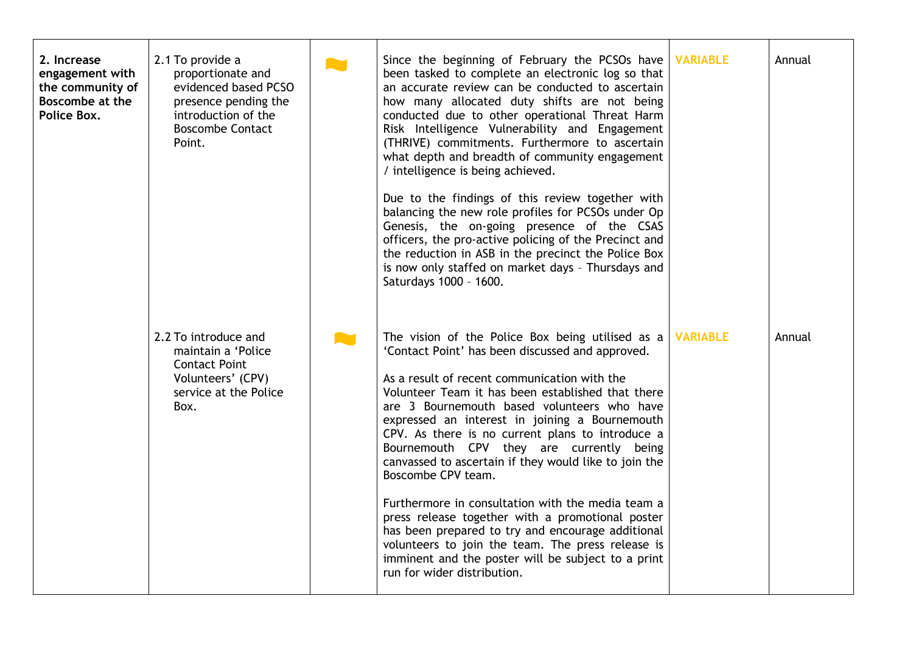| | | | | | |
|---|---|---|---|---|---|
| **2. Increase engagement with the community of Boscombe at the Police Box.** | 2.1 To provide a proportionate and evidenced based PCSO presence pending the introduction of the Boscombe Contact Point. | | Since the beginning of February the PCSOs have been tasked to complete an electronic log so that an accurate review can be conducted to ascertain how many allocated duty shifts are not being conducted due to other operational Threat Harm Risk Intelligence Vulnerability and Engagement (THRIVE) commitments. Furthermore to ascertain what depth and breadth of community engagement / intelligence is being achieved.<br><br>Due to the findings of this review together with balancing the new role profiles for PCSOs under Op Genesis, the on-going presence of the CSAS officers, the pro-active policing of the Precinct and the reduction in ASB in the precinct the Police Box is now only staffed on market days – Thursdays and Saturdays 1000 – 1600. | **VARIABLE** | Annual |
| | 2.2 To introduce and maintain a 'Police Contact Point Volunteers' (CPV) service at the Police Box. | | The vision of the Police Box being utilised as a 'Contact Point' has been discussed and approved.<br><br>As a result of recent communication with the Volunteer Team it has been established that there are 3 Bournemouth based volunteers who have expressed an interest in joining a Bournemouth CPV. As there is no current plans to introduce a Bournemouth CPV they are currently being canvassed to ascertain if they would like to join the Boscombe CPV team.<br><br>Furthermore in consultation with the media team a press release together with a promotional poster has been prepared to try and encourage additional volunteers to join the team. The press release is imminent and the poster will be subject to a print run for wider distribution. | **VARIABLE** | Annual |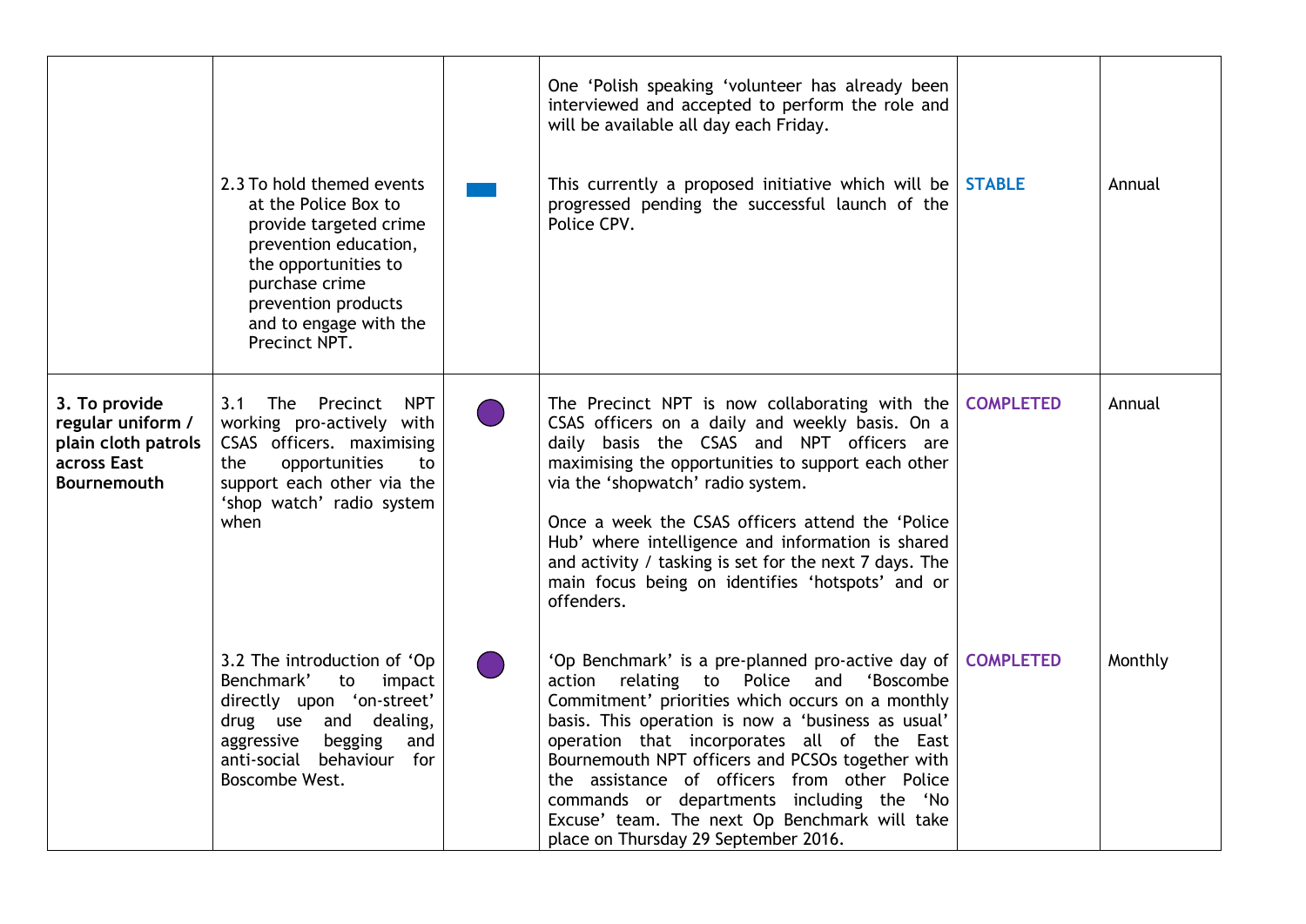| | | | | | |
|---|---|---|---|---|---|
| | | | One 'Polish speaking 'volunteer has already been interviewed and accepted to perform the role and will be available all day each Friday. | | |
| | 2.3 To hold themed events at the Police Box to provide targeted crime prevention education, the opportunities to purchase crime prevention products and to engage with the Precinct NPT. | | This currently a proposed initiative which will be progressed pending the successful launch of the Police CPV. | **STABLE** | Annual |
| **3. To provide regular uniform / plain cloth patrols across East Bournemouth** | 3.1 The Precinct NPT working pro-actively with CSAS officers. maximising the opportunities to support each other via the 'shop watch' radio system when | | The Precinct NPT is now collaborating with the CSAS officers on a daily and weekly basis. On a daily basis the CSAS and NPT officers are maximising the opportunities to support each other via the 'shopwatch' radio system.<br><br>Once a week the CSAS officers attend the 'Police Hub' where intelligence and information is shared and activity / tasking is set for the next 7 days. The main focus being on identifies 'hotspots' and or offenders. | **COMPLETED** | Annual |
| | 3.2 The introduction of 'Op Benchmark' to impact directly upon 'on-street' drug use and dealing, aggressive begging and anti-social behaviour for Boscombe West. | | 'Op Benchmark' is a pre-planned pro-active day of action relating to Police and 'Boscombe Commitment' priorities which occurs on a monthly basis. This operation is now a 'business as usual' operation that incorporates all of the East Bournemouth NPT officers and PCSOs together with the assistance of officers from other Police commands or departments including the 'No Excuse' team. The next Op Benchmark will take place on Thursday 29 September 2016. | **COMPLETED** | Monthly |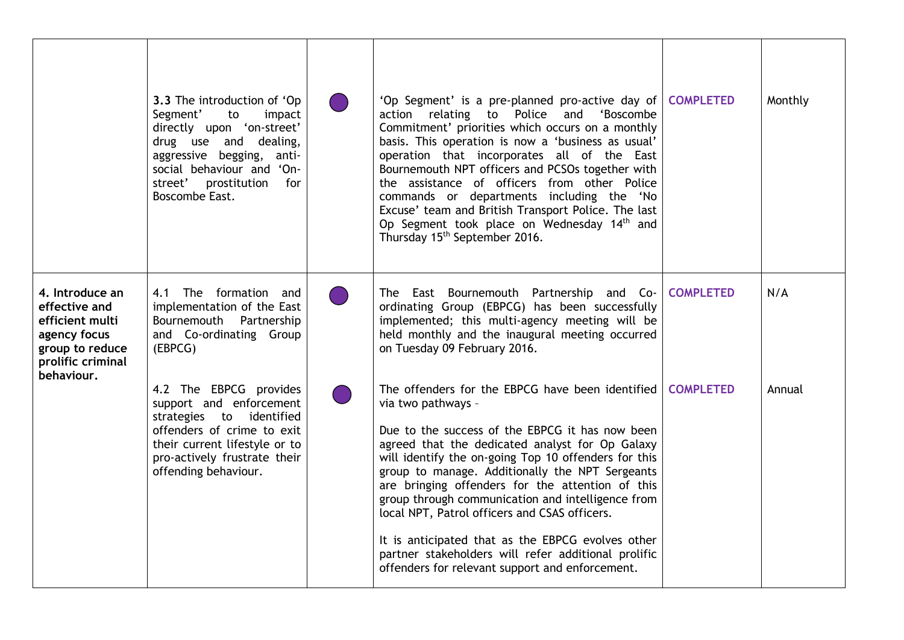| | | | | | |
|---|---|---|---|---|---|
| | **3.3** The introduction of 'Op Segment' to impact directly upon 'on-street' drug use and dealing, aggressive begging, anti-social behaviour and 'On-street' prostitution for Boscombe East. | ● | 'Op Segment' is a pre-planned pro-active day of action relating to Police and 'Boscombe Commitment' priorities which occurs on a monthly basis. This operation is now a 'business as usual' operation that incorporates all of the East Bournemouth NPT officers and PCSOs together with the assistance of officers from other Police commands or departments including the 'No Excuse' team and British Transport Police. The last Op Segment took place on Wednesday 14th and Thursday 15th September 2016. | **COMPLETED** | Monthly |
| **4. Introduce an effective and efficient multi agency focus group to reduce prolific criminal behaviour.** | 4.1 The formation and implementation of the East Bournemouth Partnership and Co-ordinating Group (EBPCG) | ● | The East Bournemouth Partnership and Co-ordinating Group (EBPCG) has been successfully implemented; this multi-agency meeting will be held monthly and the inaugural meeting occurred on Tuesday 09 February 2016. | **COMPLETED** | N/A |
| | 4.2 The EBPCG provides support and enforcement strategies to identified offenders of crime to exit their current lifestyle or to pro-actively frustrate their offending behaviour. | ● | The offenders for the EBPCG have been identified via two pathways – <br><br> Due to the success of the EBPCG it has now been agreed that the dedicated analyst for Op Galaxy will identify the on-going Top 10 offenders for this group to manage. Additionally the NPT Sergeants are bringing offenders for the attention of this group through communication and intelligence from local NPT, Patrol officers and CSAS officers. <br><br> It is anticipated that as the EBPCG evolves other partner stakeholders will refer additional prolific offenders for relevant support and enforcement. | **COMPLETED** | Annual |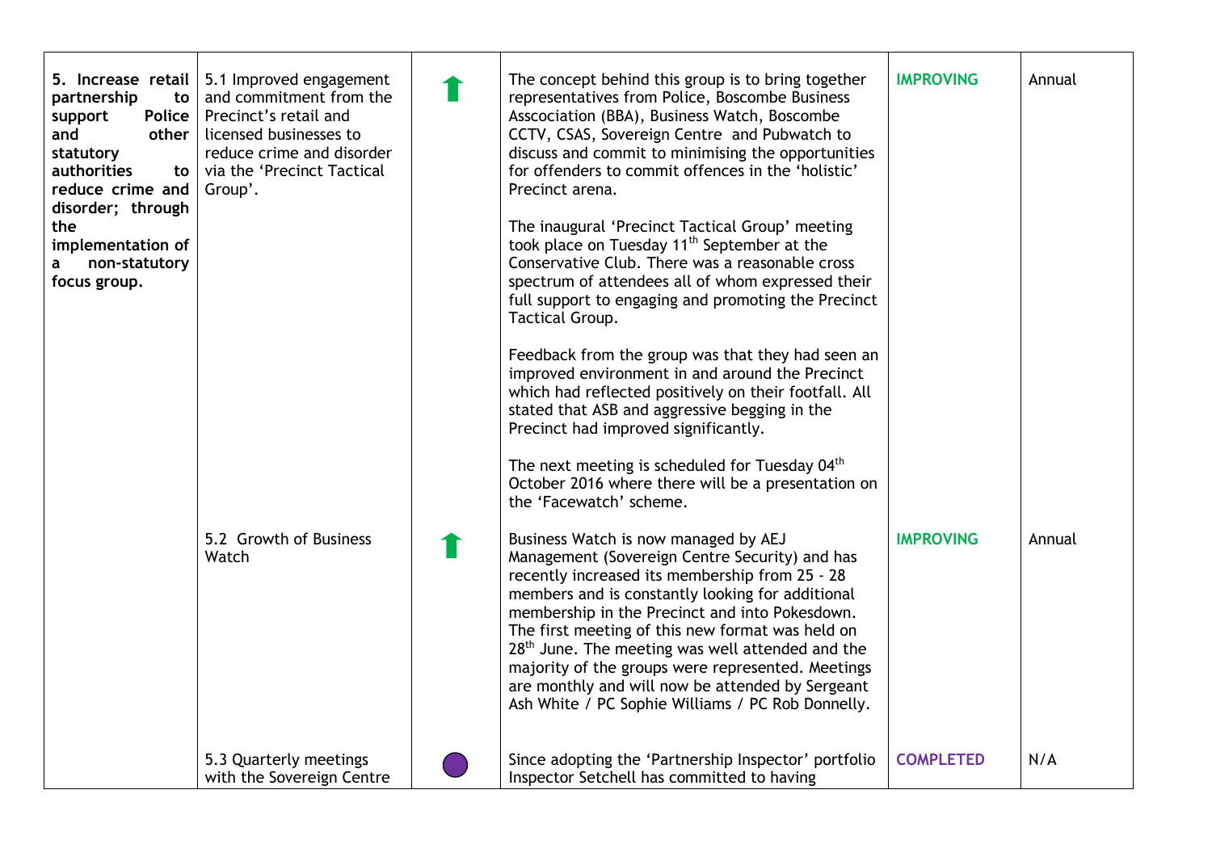| | | | | | |
|---|---|---|---|---|---|
| **5. Increase retail partnership to support Police and other statutory authorities to reduce crime and disorder; through the implementation of a non-statutory focus group.** | 5.1 Improved engagement and commitment from the Precinct's retail and licensed businesses to reduce crime and disorder via the 'Precinct Tactical Group'. | ⬆ | The concept behind this group is to bring together representatives from Police, Boscombe Business Asscociation (BBA), Business Watch, Boscombe CCTV, CSAS, Sovereign Centre and Pubwatch to discuss and commit to minimising the opportunities for offenders to commit offences in the 'holistic' Precinct arena.<br><br>The inaugural 'Precinct Tactical Group' meeting took place on Tuesday 11th September at the Conservative Club. There was a reasonable cross spectrum of attendees all of whom expressed their full support to engaging and promoting the Precinct Tactical Group.<br><br>Feedback from the group was that they had seen an improved environment in and around the Precinct which had reflected positively on their footfall. All stated that ASB and aggressive begging in the Precinct had improved significantly.<br><br>The next meeting is scheduled for Tuesday 04th October 2016 where there will be a presentation on the 'Facewatch' scheme. | **IMPROVING** | Annual |
| | 5.2 Growth of Business Watch | ⬆ | Business Watch is now managed by AEJ Management (Sovereign Centre Security) and has recently increased its membership from 25 - 28 members and is constantly looking for additional membership in the Precinct and into Pokesdown. The first meeting of this new format was held on 28th June. The meeting was well attended and the majority of the groups were represented. Meetings are monthly and will now be attended by Sergeant Ash White / PC Sophie Williams / PC Rob Donnelly. | **IMPROVING** | Annual |
| | 5.3 Quarterly meetings with the Sovereign Centre | ● | Since adopting the 'Partnership Inspector' portfolio Inspector Setchell has committed to having | **COMPLETED** | N/A |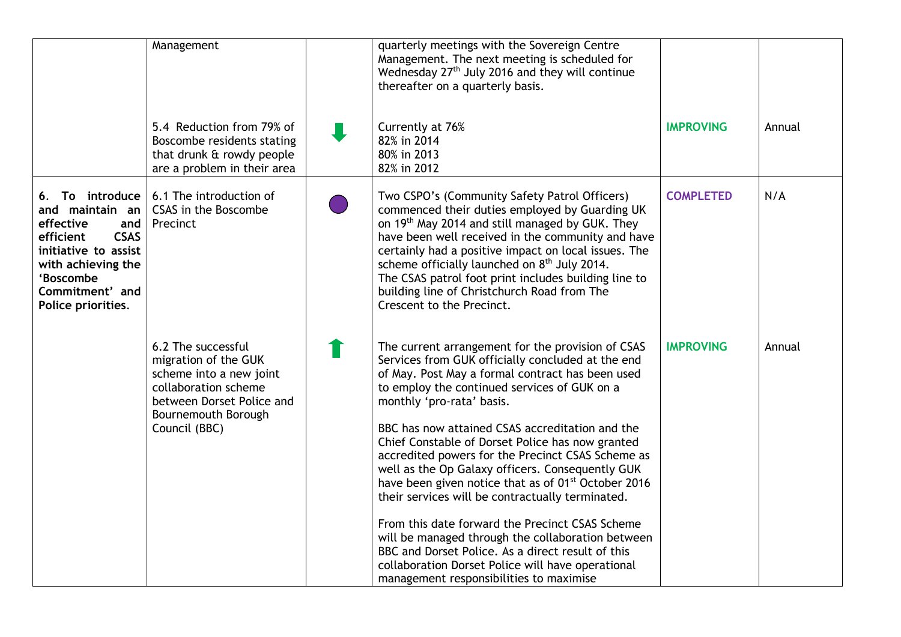| | | | | | |
|---|---|---|---|---|---|
| | Management | | quarterly meetings with the Sovereign Centre Management. The next meeting is scheduled for Wednesday 27th July 2016 and they will continue thereafter on a quarterly basis. | | |
| | 5.4 Reduction from 79% of Boscombe residents stating that drunk & rowdy people are a problem in their area | ⬇ | Currently at 76%<br>82% in 2014<br>80% in 2013<br>82% in 2012 | **IMPROVING** | Annual |
| **6. To introduce and maintain an effective and efficient CSAS initiative to assist with achieving the 'Boscombe Commitment' and Police priorities.** | 6.1 The introduction of CSAS in the Boscombe Precinct | ● | Two CSPO's (Community Safety Patrol Officers) commenced their duties employed by Guarding UK on 19th May 2014 and still managed by GUK. They have been well received in the community and have certainly had a positive impact on local issues. The scheme officially launched on 8th July 2014.<br>The CSAS patrol foot print includes building line to building line of Christchurch Road from The Crescent to the Precinct. | **COMPLETED** | N/A |
| | 6.2 The successful migration of the GUK scheme into a new joint collaboration scheme between Dorset Police and Bournemouth Borough Council (BBC) | ⬆ | The current arrangement for the provision of CSAS Services from GUK officially concluded at the end of May. Post May a formal contract has been used to employ the continued services of GUK on a monthly 'pro-rata' basis.<br><br>BBC has now attained CSAS accreditation and the Chief Constable of Dorset Police has now granted accredited powers for the Precinct CSAS Scheme as well as the Op Galaxy officers. Consequently GUK have been given notice that as of 01st October 2016 their services will be contractually terminated.<br><br>From this date forward the Precinct CSAS Scheme will be managed through the collaboration between BBC and Dorset Police. As a direct result of this collaboration Dorset Police will have operational management responsibilities to maximise | **IMPROVING** | Annual |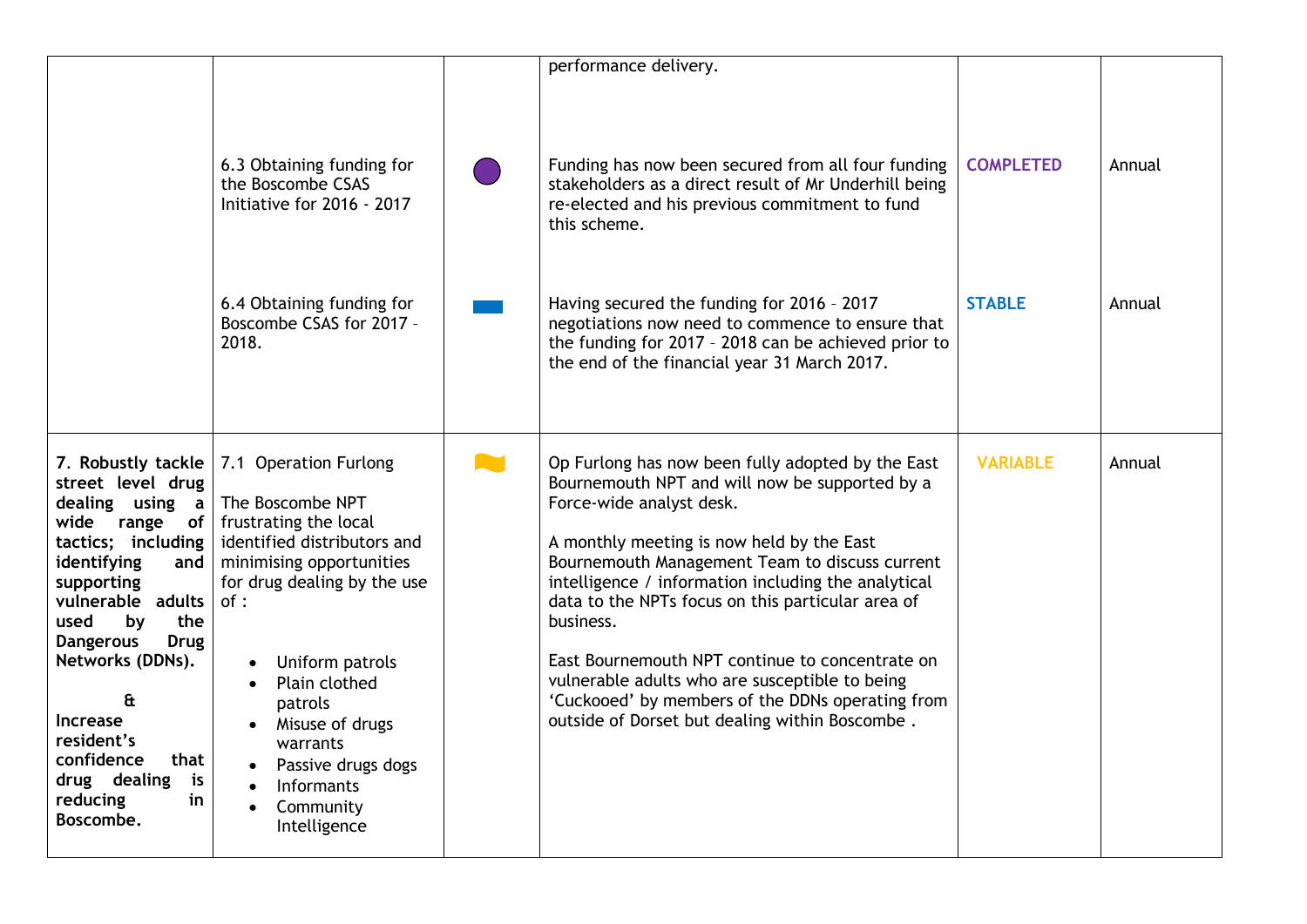| | | | | | |
|---|---|---|---|---|---|
| | | | performance delivery. | | |
| | 6.3 Obtaining funding for the Boscombe CSAS Initiative for 2016 - 2017 | | Funding has now been secured from all four funding stakeholders as a direct result of Mr Underhill being re-elected and his previous commitment to fund this scheme. | **COMPLETED** | Annual |
| | 6.4 Obtaining funding for Boscombe CSAS for 2017 – 2018. | | Having secured the funding for 2016 – 2017 negotiations now need to commence to ensure that the funding for 2017 – 2018 can be achieved prior to the end of the financial year 31 March 2017. | **STABLE** | Annual |
| **7. Robustly tackle street level drug dealing using a wide range of tactics; including identifying and supporting vulnerable adults used by the Dangerous Drug Networks (DDNs).**<br><br>**&**<br>**Increase resident's confidence that drug dealing is reducing in Boscombe.** | 7.1 Operation Furlong<br><br>The Boscombe NPT frustrating the local identified distributors and minimising opportunities for drug dealing by the use of :<br><br>• Uniform patrols<br>• Plain clothed patrols<br>• Misuse of drugs warrants<br>• Passive drugs dogs<br>• Informants<br>• Community Intelligence | | Op Furlong has now been fully adopted by the East Bournemouth NPT and will now be supported by a Force-wide analyst desk.<br><br>A monthly meeting is now held by the East Bournemouth Management Team to discuss current intelligence / information including the analytical data to the NPTs focus on this particular area of business.<br><br>East Bournemouth NPT continue to concentrate on vulnerable adults who are susceptible to being 'Cuckooed' by members of the DDNs operating from outside of Dorset but dealing within Boscombe . | **VARIABLE** | Annual |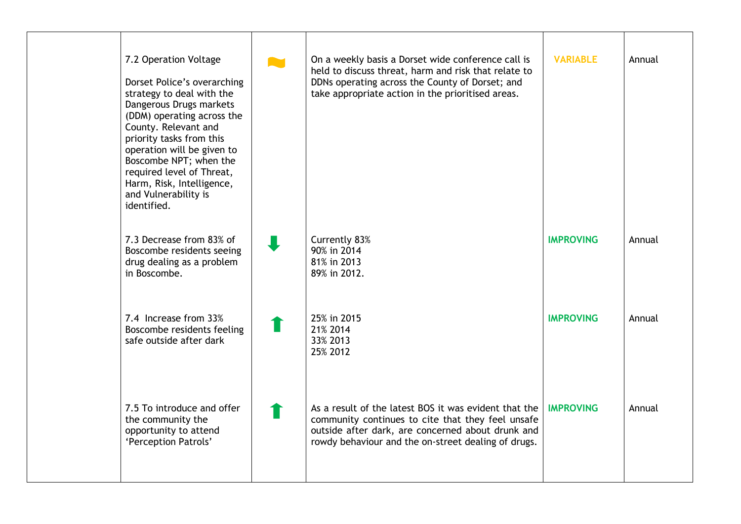|  |  |  |  |  |  |
|---|---|---|---|---|---|
|  | 7.2 Operation Voltage<br><br>Dorset Police's overarching strategy to deal with the Dangerous Drugs markets (DDM) operating across the County. Relevant and priority tasks from this operation will be given to Boscombe NPT; when the required level of Threat, Harm, Risk, Intelligence, and Vulnerability is identified. |  | On a weekly basis a Dorset wide conference call is held to discuss threat, harm and risk that relate to DDNs operating across the County of Dorset; and take appropriate action in the prioritised areas. | **VARIABLE** | Annual |
|  | 7.3 Decrease from 83% of Boscombe residents seeing drug dealing as a problem in Boscombe. |  | Currently 83%<br>90% in 2014<br>81% in 2013<br>89% in 2012. | **IMPROVING** | Annual |
|  | 7.4 Increase from 33% Boscombe residents feeling safe outside after dark |  | 25% in 2015<br>21% 2014<br>33% 2013<br>25% 2012 | **IMPROVING** | Annual |
|  | 7.5 To introduce and offer the community the opportunity to attend 'Perception Patrols' |  | As a result of the latest BOS it was evident that the community continues to cite that they feel unsafe outside after dark, are concerned about drunk and rowdy behaviour and the on-street dealing of drugs. | **IMPROVING** | Annual |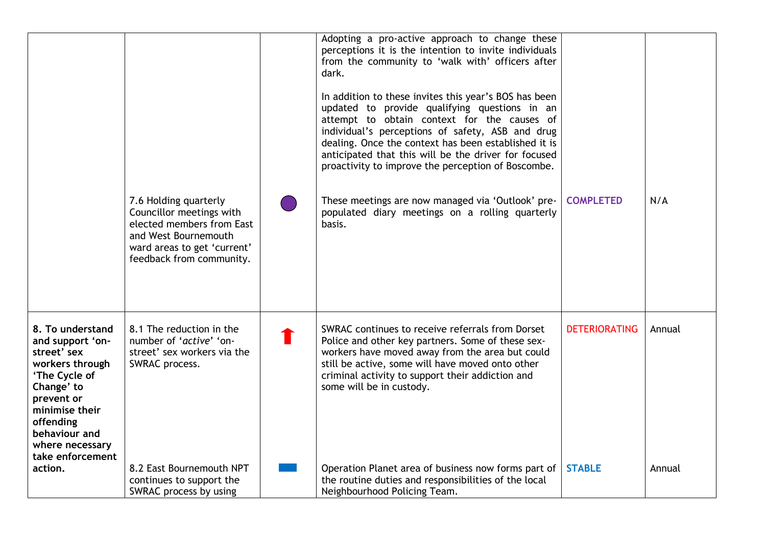| | | | | | |
|---|---|---|---|---|---|
| | | | Adopting a pro-active approach to change these perceptions it is the intention to invite individuals from the community to 'walk with' officers after dark.<br><br>In addition to these invites this year's BOS has been updated to provide qualifying questions in an attempt to obtain context for the causes of individual's perceptions of safety, ASB and drug dealing. Once the context has been established it is anticipated that this will be the driver for focused proactivity to improve the perception of Boscombe. | | |
| | 7.6 Holding quarterly Councillor meetings with elected members from East and West Bournemouth ward areas to get 'current' feedback from community. | ● | These meetings are now managed via 'Outlook' pre-populated diary meetings on a rolling quarterly basis. | **COMPLETED** | N/A |
| **8. To understand and support 'on-street' sex workers through 'The Cycle of Change' to prevent or minimise their offending behaviour and where necessary take enforcement action.** | 8.1 The reduction in the number of '*active*' 'on-street' sex workers via the SWRAC process. | ⬆ | SWRAC continues to receive referrals from Dorset Police and other key partners. Some of these sex-workers have moved away from the area but could still be active, some will have moved onto other criminal activity to support their addiction and some will be in custody. | **DETERIORATING** | Annual |
| | 8.2 East Bournemouth NPT continues to support the SWRAC process by using | ▬ | Operation Planet area of business now forms part of the routine duties and responsibilities of the local Neighbourhood Policing Team. | **STABLE** | Annual |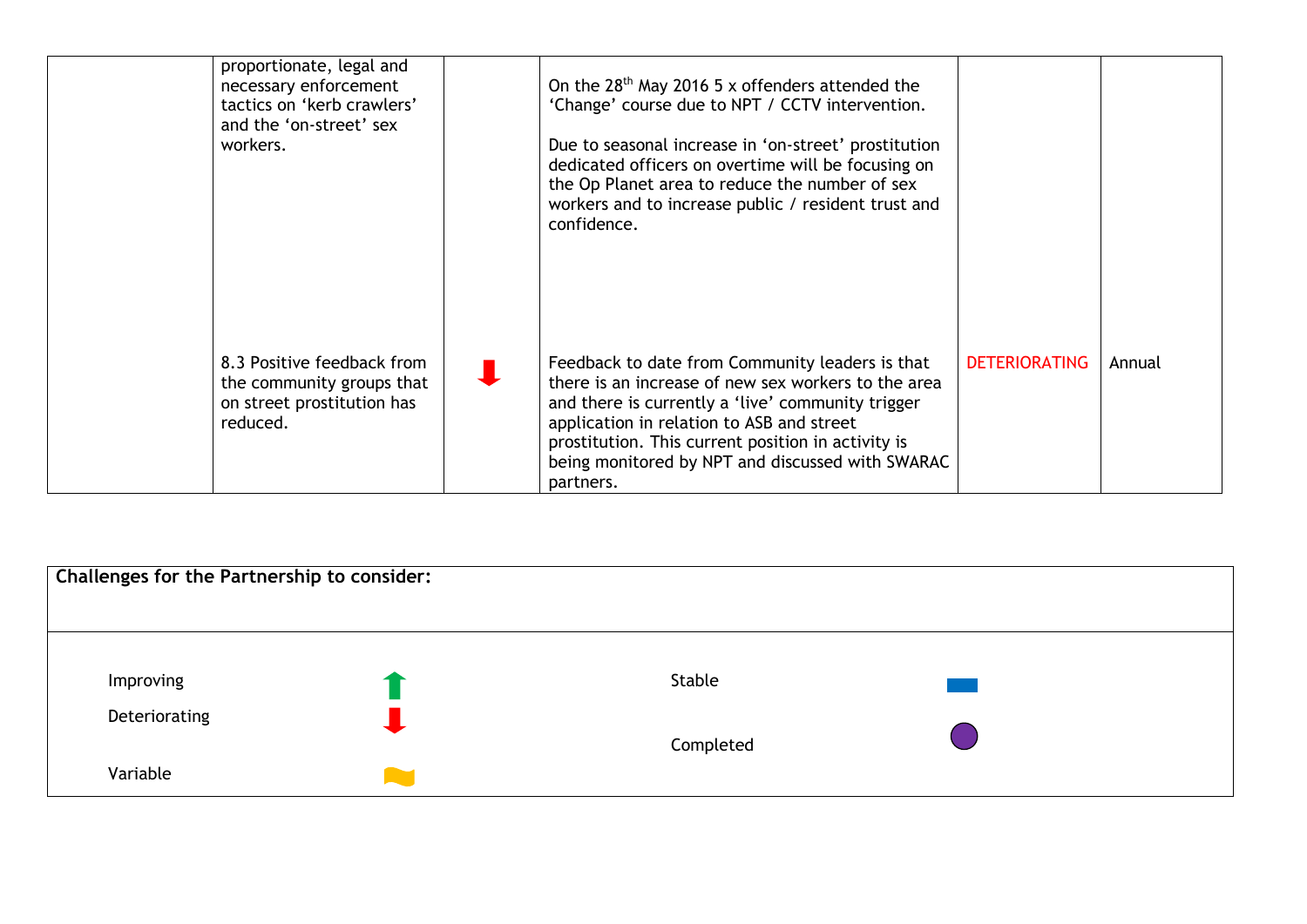| | | | | | |
|---|---|---|---|---|---|
| | proportionate, legal and necessary enforcement tactics on 'kerb crawlers' and the 'on-street' sex workers. | | On the 28th May 2016 5 x offenders attended the 'Change' course due to NPT / CCTV intervention.<br><br>Due to seasonal increase in 'on-street' prostitution dedicated officers on overtime will be focusing on the Op Planet area to reduce the number of sex workers and to increase public / resident trust and confidence. | | |
| | 8.3 Positive feedback from the community groups that on street prostitution has reduced. | ⬇ | Feedback to date from Community leaders is that there is an increase of new sex workers to the area and there is currently a 'live' community trigger application in relation to ASB and street prostitution. This current position in activity is being monitored by NPT and discussed with SWARAC partners. | DETERIORATING | Annual |

| **Challenges for the Partnership to consider:** | | | |
|---|---|---|---|
| Improving | ⬆ | Stable | ▬ |
| Deteriorating | ⬇ | Completed | ● |
| Variable | ~ | | |